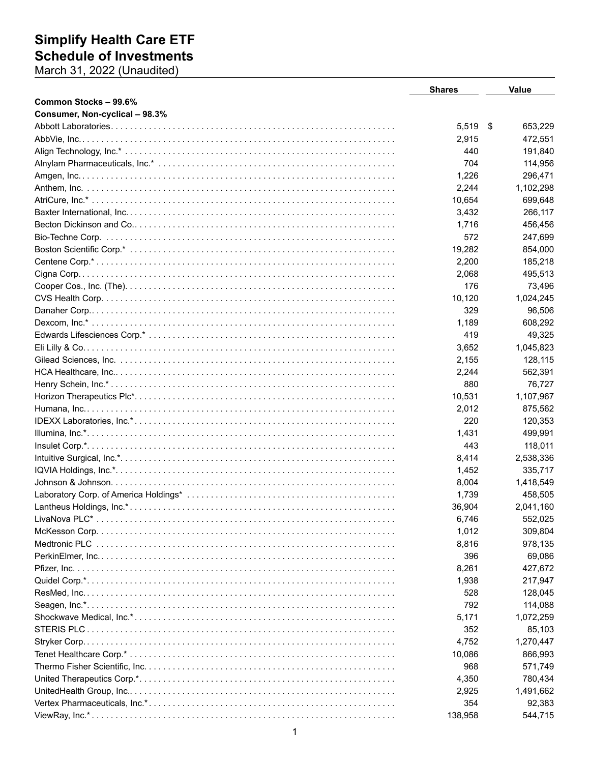# Simplify Health Care ETF
## Schedule of Investments
March 31, 2022 (Unaudited)

| | Shares | Value |
|---|---|---|
| **Common Stocks – 99.6%** | | |
| **Consumer, Non-cyclical – 98.3%** | | |
| Abbott Laboratories | 5,519 | $ 653,229 |
| AbbVie, Inc. | 2,915 | 472,551 |
| Align Technology, Inc.* | 440 | 191,840 |
| Alnylam Pharmaceuticals, Inc.* | 704 | 114,956 |
| Amgen, Inc. | 1,226 | 296,471 |
| Anthem, Inc. | 2,244 | 1,102,298 |
| AtriCure, Inc.* | 10,654 | 699,648 |
| Baxter International, Inc. | 3,432 | 266,117 |
| Becton Dickinson and Co. | 1,716 | 456,456 |
| Bio-Techne Corp. | 572 | 247,699 |
| Boston Scientific Corp.* | 19,282 | 854,000 |
| Centene Corp.* | 2,200 | 185,218 |
| Cigna Corp. | 2,068 | 495,513 |
| Cooper Cos., Inc. (The) | 176 | 73,496 |
| CVS Health Corp. | 10,120 | 1,024,245 |
| Danaher Corp. | 329 | 96,506 |
| Dexcom, Inc.* | 1,189 | 608,292 |
| Edwards Lifesciences Corp.* | 419 | 49,325 |
| Eli Lilly & Co. | 3,652 | 1,045,823 |
| Gilead Sciences, Inc. | 2,155 | 128,115 |
| HCA Healthcare, Inc. | 2,244 | 562,391 |
| Henry Schein, Inc.* | 880 | 76,727 |
| Horizon Therapeutics Plc* | 10,531 | 1,107,967 |
| Humana, Inc. | 2,012 | 875,562 |
| IDEXX Laboratories, Inc.* | 220 | 120,353 |
| Illumina, Inc.* | 1,431 | 499,991 |
| Insulet Corp.* | 443 | 118,011 |
| Intuitive Surgical, Inc.* | 8,414 | 2,538,336 |
| IQVIA Holdings, Inc.* | 1,452 | 335,717 |
| Johnson & Johnson | 8,004 | 1,418,549 |
| Laboratory Corp. of America Holdings* | 1,739 | 458,505 |
| Lantheus Holdings, Inc.* | 36,904 | 2,041,160 |
| LivaNova PLC* | 6,746 | 552,025 |
| McKesson Corp. | 1,012 | 309,804 |
| Medtronic PLC | 8,816 | 978,135 |
| PerkinElmer, Inc. | 396 | 69,086 |
| Pfizer, Inc. | 8,261 | 427,672 |
| Quidel Corp.* | 1,938 | 217,947 |
| ResMed, Inc. | 528 | 128,045 |
| Seagen, Inc.* | 792 | 114,088 |
| Shockwave Medical, Inc.* | 5,171 | 1,072,259 |
| STERIS PLC | 352 | 85,103 |
| Stryker Corp. | 4,752 | 1,270,447 |
| Tenet Healthcare Corp.* | 10,086 | 866,993 |
| Thermo Fisher Scientific, Inc. | 968 | 571,749 |
| United Therapeutics Corp.* | 4,350 | 780,434 |
| UnitedHealth Group, Inc. | 2,925 | 1,491,662 |
| Vertex Pharmaceuticals, Inc.* | 354 | 92,383 |
| ViewRay, Inc.* | 138,958 | 544,715 |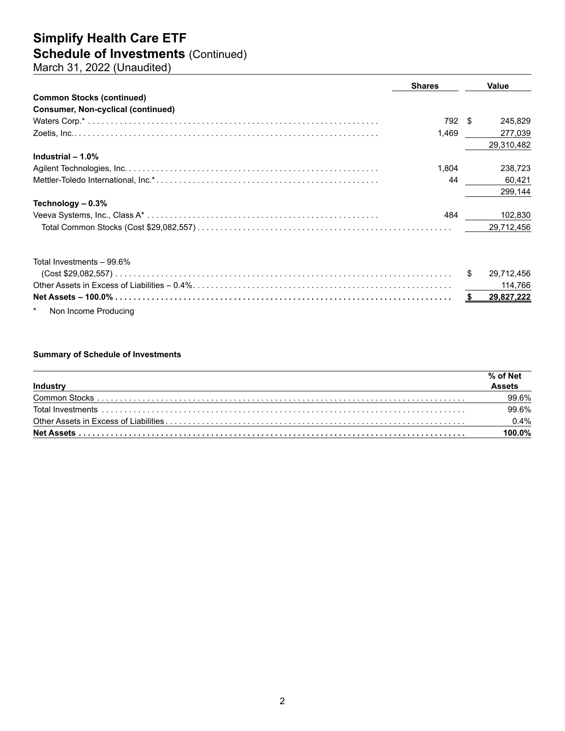# Simplify Health Care ETF

## Schedule of Investments (Continued)

March 31, 2022 (Unaudited)

| | Shares | Value |
|---|---|---|
| **Common Stocks (continued)** | | |
| **Consumer, Non-cyclical (continued)** | | |
| Waters Corp.* | 792 | $ 245,829 |
| Zoetis, Inc. | 1,469 | 277,039 |
| | | 29,310,482 |
| **Industrial – 1.0%** | | |
| Agilent Technologies, Inc. | 1,804 | 238,723 |
| Mettler-Toledo International, Inc.* | 44 | 60,421 |
| | | 299,144 |
| **Technology – 0.3%** | | |
| Veeva Systems, Inc., Class A* | 484 | 102,830 |
| Total Common Stocks (Cost $29,082,557) | | 29,712,456 |
| | | |
| Total Investments – 99.6% (Cost $29,082,557) | | $ 29,712,456 |
| Other Assets in Excess of Liabilities – 0.4% | | 114,766 |
| **Net Assets – 100.0%** | | **$ 29,827,222** |

\* Non Income Producing

**Summary of Schedule of Investments**

| Industry | % of Net Assets |
|---|---|
| Common Stocks | 99.6% |
| Total Investments | 99.6% |
| Other Assets in Excess of Liabilities | 0.4% |
| **Net Assets** | **100.0%** |